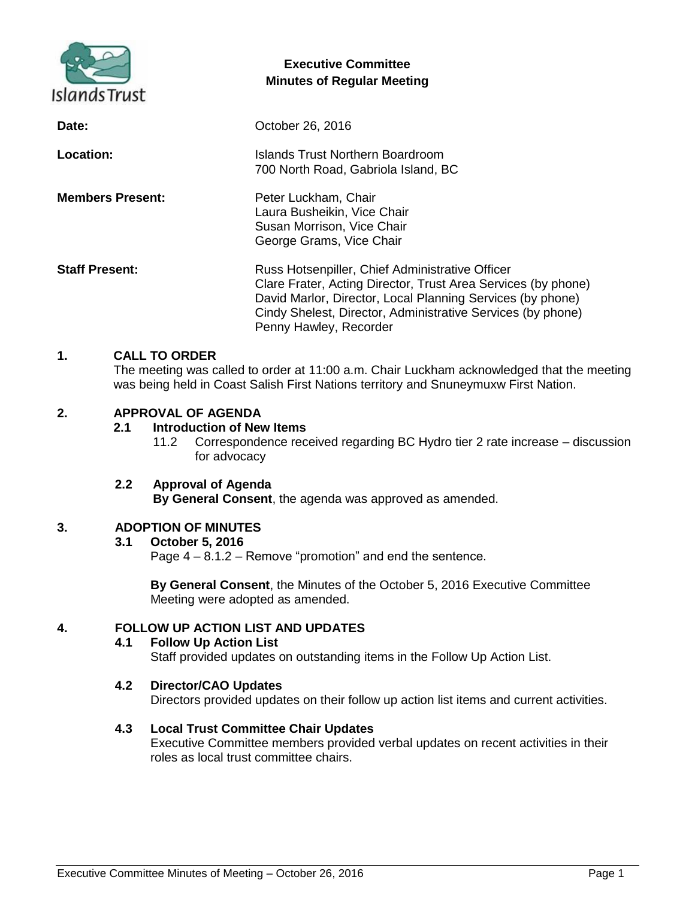Islands Trust

# Executive Committee
## Minutes of Regular Meeting

**Date:** October 26, 2016

**Location:** Islands Trust Northern Boardroom
700 North Road, Gabriola Island, BC

**Members Present:** Peter Luckham, Chair
Laura Busheikin, Vice Chair
Susan Morrison, Vice Chair
George Grams, Vice Chair

**Staff Present:** Russ Hotsenpiller, Chief Administrative Officer
Clare Frater, Acting Director, Trust Area Services (by phone)
David Marlor, Director, Local Planning Services (by phone)
Cindy Shelest, Director, Administrative Services (by phone)
Penny Hawley, Recorder

### 1. CALL TO ORDER

The meeting was called to order at 11:00 a.m. Chair Luckham acknowledged that the meeting was being held in Coast Salish First Nations territory and Snuneymuxw First Nation.

### 2. APPROVAL OF AGENDA

**2.1 Introduction of New Items**

11.2 Correspondence received regarding BC Hydro tier 2 rate increase – discussion for advocacy

**2.2 Approval of Agenda**

**By General Consent**, the agenda was approved as amended.

### 3. ADOPTION OF MINUTES

**3.1 October 5, 2016**

Page 4 – 8.1.2 – Remove "promotion" and end the sentence.

**By General Consent**, the Minutes of the October 5, 2016 Executive Committee Meeting were adopted as amended.

### 4. FOLLOW UP ACTION LIST AND UPDATES

**4.1 Follow Up Action List**

Staff provided updates on outstanding items in the Follow Up Action List.

**4.2 Director/CAO Updates**

Directors provided updates on their follow up action list items and current activities.

**4.3 Local Trust Committee Chair Updates**

Executive Committee members provided verbal updates on recent activities in their roles as local trust committee chairs.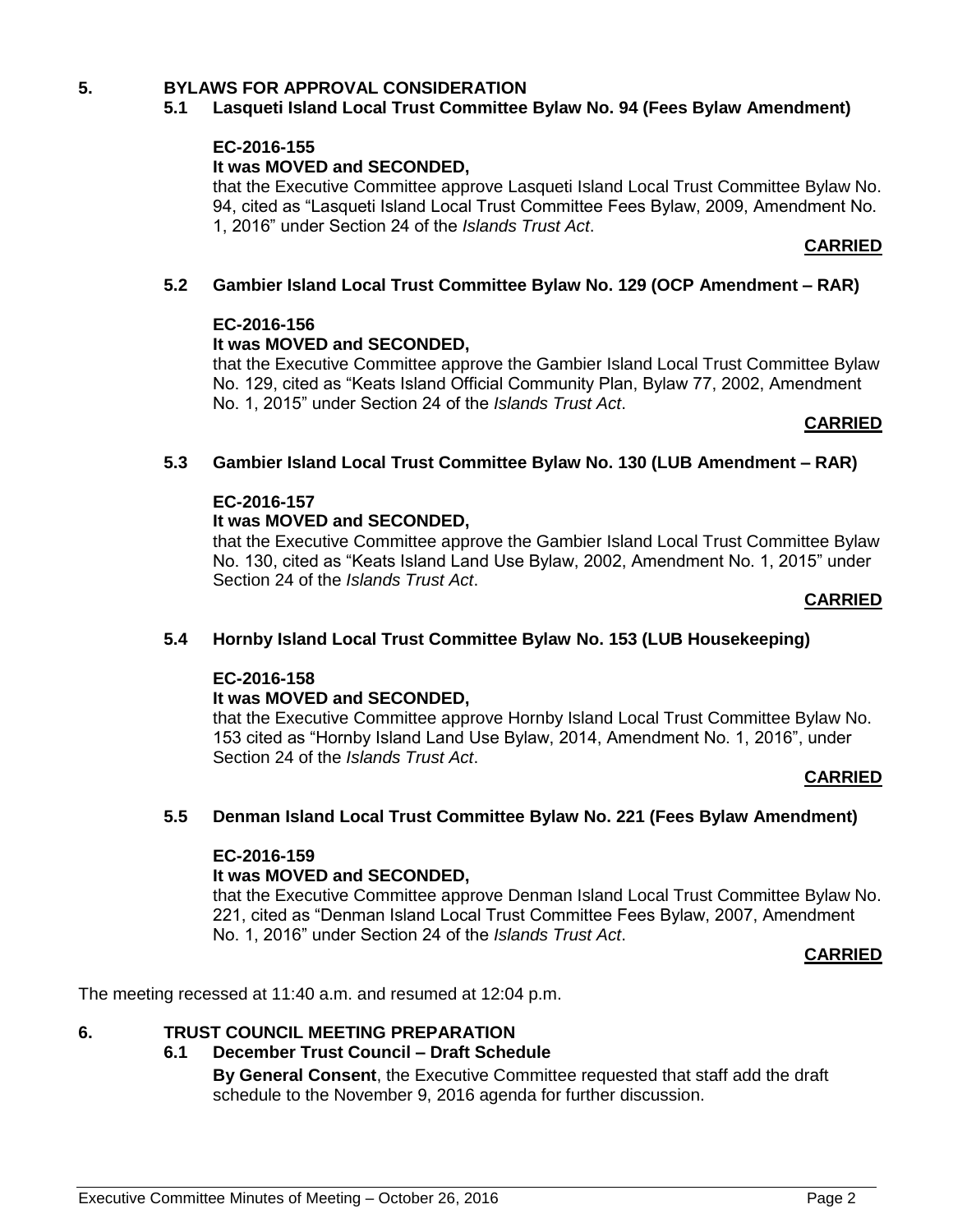## 5. BYLAWS FOR APPROVAL CONSIDERATION

### 5.1 Lasqueti Island Local Trust Committee Bylaw No. 94 (Fees Bylaw Amendment)

**EC-2016-155**
**It was MOVED and SECONDED,**
that the Executive Committee approve Lasqueti Island Local Trust Committee Bylaw No. 94, cited as "Lasqueti Island Local Trust Committee Fees Bylaw, 2009, Amendment No. 1, 2016" under Section 24 of the *Islands Trust Act*.

**CARRIED**

### 5.2 Gambier Island Local Trust Committee Bylaw No. 129 (OCP Amendment – RAR)

**EC-2016-156**
**It was MOVED and SECONDED,**
that the Executive Committee approve the Gambier Island Local Trust Committee Bylaw No. 129, cited as "Keats Island Official Community Plan, Bylaw 77, 2002, Amendment No. 1, 2015" under Section 24 of the *Islands Trust Act*.

**CARRIED**

### 5.3 Gambier Island Local Trust Committee Bylaw No. 130 (LUB Amendment – RAR)

**EC-2016-157**
**It was MOVED and SECONDED,**
that the Executive Committee approve the Gambier Island Local Trust Committee Bylaw No. 130, cited as "Keats Island Land Use Bylaw, 2002, Amendment No. 1, 2015" under Section 24 of the *Islands Trust Act*.

**CARRIED**

### 5.4 Hornby Island Local Trust Committee Bylaw No. 153 (LUB Housekeeping)

**EC-2016-158**
**It was MOVED and SECONDED,**
that the Executive Committee approve Hornby Island Local Trust Committee Bylaw No. 153 cited as "Hornby Island Land Use Bylaw, 2014, Amendment No. 1, 2016", under Section 24 of the *Islands Trust Act*.

**CARRIED**

### 5.5 Denman Island Local Trust Committee Bylaw No. 221 (Fees Bylaw Amendment)

**EC-2016-159**
**It was MOVED and SECONDED,**
that the Executive Committee approve Denman Island Local Trust Committee Bylaw No. 221, cited as "Denman Island Local Trust Committee Fees Bylaw, 2007, Amendment No. 1, 2016" under Section 24 of the *Islands Trust Act*.

**CARRIED**

The meeting recessed at 11:40 a.m. and resumed at 12:04 p.m.

## 6. TRUST COUNCIL MEETING PREPARATION

### 6.1 December Trust Council – Draft Schedule

**By General Consent**, the Executive Committee requested that staff add the draft schedule to the November 9, 2016 agenda for further discussion.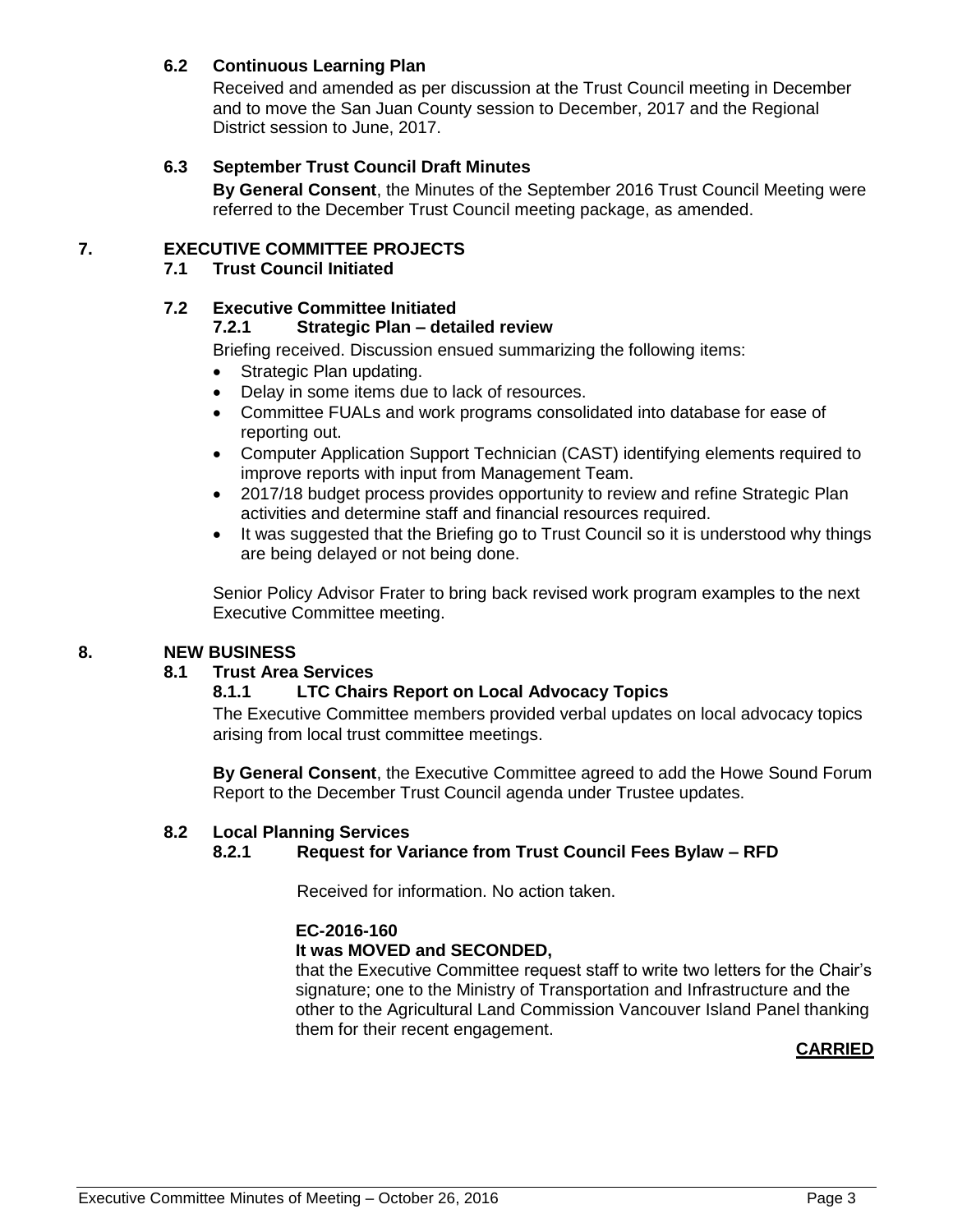### 6.2 Continuous Learning Plan

Received and amended as per discussion at the Trust Council meeting in December and to move the San Juan County session to December, 2017 and the Regional District session to June, 2017.

### 6.3 September Trust Council Draft Minutes

**By General Consent**, the Minutes of the September 2016 Trust Council Meeting were referred to the December Trust Council meeting package, as amended.

## 7. EXECUTIVE COMMITTEE PROJECTS

### 7.1 Trust Council Initiated

### 7.2 Executive Committee Initiated

#### 7.2.1 Strategic Plan – detailed review

Briefing received. Discussion ensued summarizing the following items:

- Strategic Plan updating.
- Delay in some items due to lack of resources.
- Committee FUALs and work programs consolidated into database for ease of reporting out.
- Computer Application Support Technician (CAST) identifying elements required to improve reports with input from Management Team.
- 2017/18 budget process provides opportunity to review and refine Strategic Plan activities and determine staff and financial resources required.
- It was suggested that the Briefing go to Trust Council so it is understood why things are being delayed or not being done.

Senior Policy Advisor Frater to bring back revised work program examples to the next Executive Committee meeting.

## 8. NEW BUSINESS

### 8.1 Trust Area Services

#### 8.1.1 LTC Chairs Report on Local Advocacy Topics

The Executive Committee members provided verbal updates on local advocacy topics arising from local trust committee meetings.

**By General Consent**, the Executive Committee agreed to add the Howe Sound Forum Report to the December Trust Council agenda under Trustee updates.

### 8.2 Local Planning Services

#### 8.2.1 Request for Variance from Trust Council Fees Bylaw – RFD

Received for information. No action taken.

**EC-2016-160**
**It was MOVED and SECONDED,**
that the Executive Committee request staff to write two letters for the Chair's signature; one to the Ministry of Transportation and Infrastructure and the other to the Agricultural Land Commission Vancouver Island Panel thanking them for their recent engagement.

**CARRIED**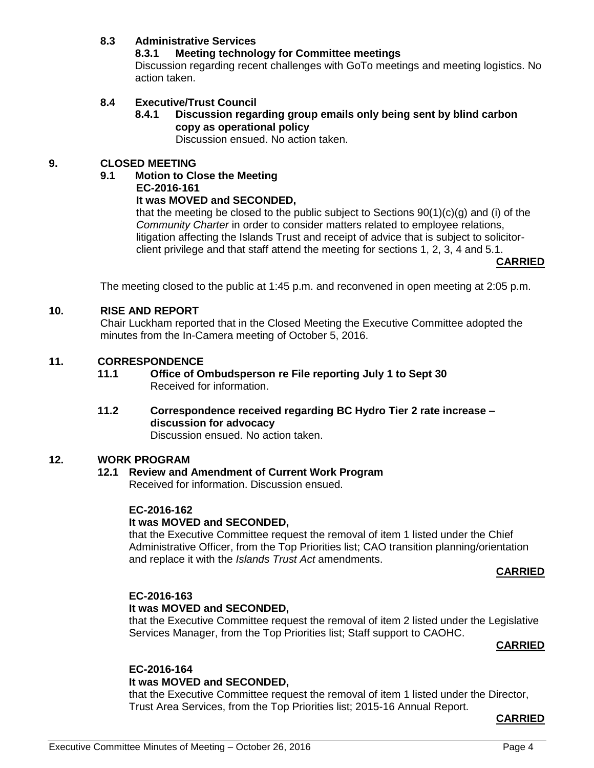### 8.3 Administrative Services

#### 8.3.1 Meeting technology for Committee meetings

Discussion regarding recent challenges with GoTo meetings and meeting logistics. No action taken.

### 8.4 Executive/Trust Council

#### 8.4.1 Discussion regarding group emails only being sent by blind carbon copy as operational policy

Discussion ensued. No action taken.

## 9. CLOSED MEETING

### 9.1 Motion to Close the Meeting

**EC-2016-161**

**It was MOVED and SECONDED,**

that the meeting be closed to the public subject to Sections 90(1)(c)(g) and (i) of the *Community Charter* in order to consider matters related to employee relations, litigation affecting the Islands Trust and receipt of advice that is subject to solicitor-client privilege and that staff attend the meeting for sections 1, 2, 3, 4 and 5.1.

**CARRIED**

The meeting closed to the public at 1:45 p.m. and reconvened in open meeting at 2:05 p.m.

## 10. RISE AND REPORT

Chair Luckham reported that in the Closed Meeting the Executive Committee adopted the minutes from the In-Camera meeting of October 5, 2016.

## 11. CORRESPONDENCE

### 11.1 Office of Ombudsperson re File reporting July 1 to Sept 30

Received for information.

### 11.2 Correspondence received regarding BC Hydro Tier 2 rate increase – discussion for advocacy

Discussion ensued. No action taken.

## 12. WORK PROGRAM

### 12.1 Review and Amendment of Current Work Program

Received for information. Discussion ensued.

**EC-2016-162**

**It was MOVED and SECONDED,**

that the Executive Committee request the removal of item 1 listed under the Chief Administrative Officer, from the Top Priorities list; CAO transition planning/orientation and replace it with the *Islands Trust Act* amendments.

**CARRIED**

**EC-2016-163**

**It was MOVED and SECONDED,**

that the Executive Committee request the removal of item 2 listed under the Legislative Services Manager, from the Top Priorities list; Staff support to CAOHC.

**CARRIED**

**EC-2016-164**

**It was MOVED and SECONDED,**

that the Executive Committee request the removal of item 1 listed under the Director, Trust Area Services, from the Top Priorities list; 2015-16 Annual Report.

**CARRIED**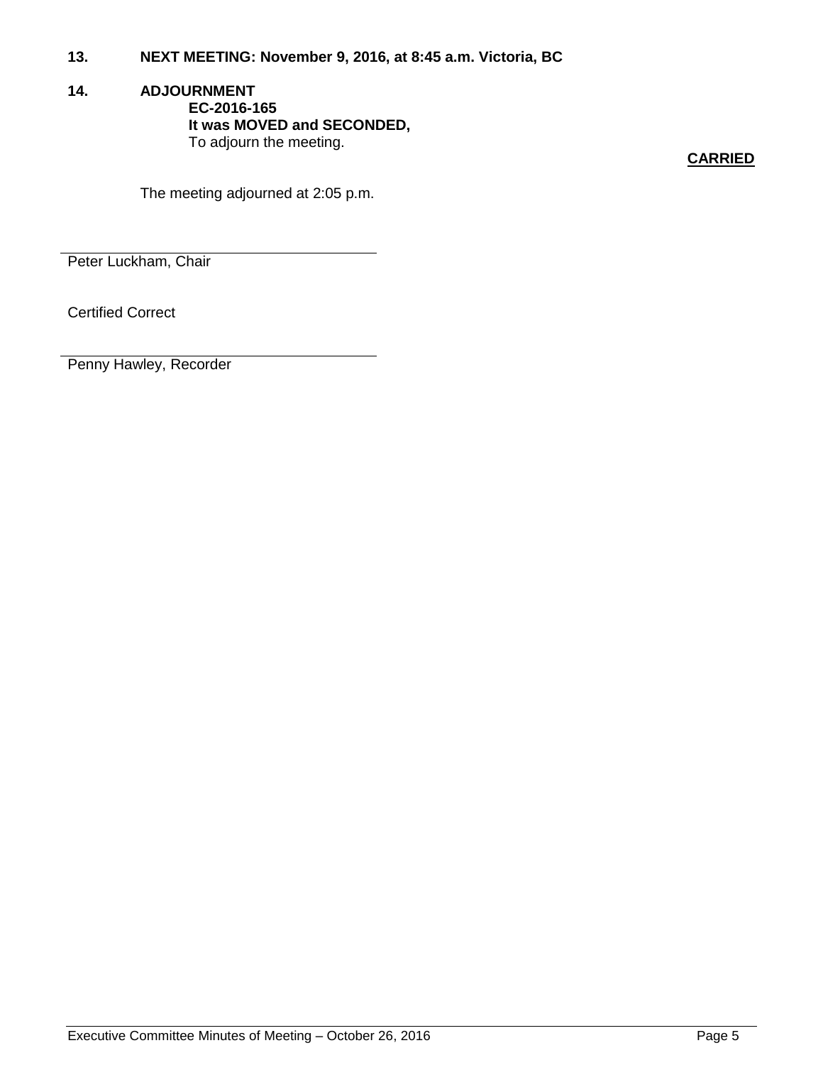**13. NEXT MEETING: November 9, 2016, at 8:45 a.m. Victoria, BC**

**14. ADJOURNMENT**

**EC-2016-165**
**It was MOVED and SECONDED,**
To adjourn the meeting.

**CARRIED**

The meeting adjourned at 2:05 p.m.

Peter Luckham, Chair

Certified Correct

Penny Hawley, Recorder